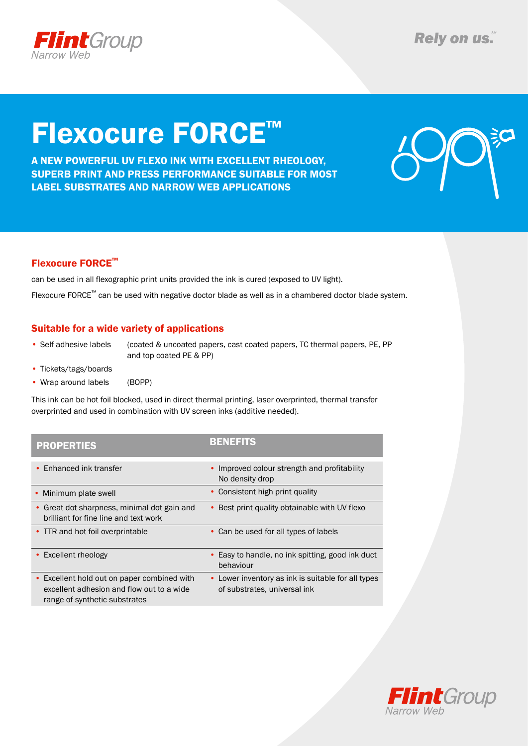# Flexocure FORCE™

**A NEW POWERFUL UV FLEXO INK WITH EXCELLENT RHEOLOGY, SUPERB PRINT AND PRESS PERFORMANCE SUITABLE FOR MOST LABEL SUBSTRATES AND NARROW WEB APPLICATIONS**

## Flexocure FORCE™

can be used in all flexographic print units provided the ink is cured (exposed to UV light).

Flexocure FORCE™ can be used with negative doctor blade as well as in a chambered doctor blade system.

## Suitable for a wide variety of applications

- Self adhesive labels (coated & uncoated papers, cast coated papers, TC thermal papers, PE, PP and top coated PE & PP)
- Tickets/tags/boards
- Wrap around labels (BOPP)

This ink can be hot foil blocked, used in direct thermal printing, laser overprinted, thermal transfer overprinted and used in combination with UV screen inks (additive needed).

| PROPERTIES | BENEFITS |
|---|---|
| • Enhanced ink transfer | • Improved colour strength and profitability No density drop |
| • Minimum plate swell | • Consistent high print quality |
| • Great dot sharpness, minimal dot gain and brilliant for fine line and text work | • Best print quality obtainable with UV flexo |
| • TTR and hot foil overprintable | • Can be used for all types of labels |
| • Excellent rheology | • Easy to handle, no ink spitting, good ink duct behaviour |
| • Excellent hold out on paper combined with excellent adhesion and flow out to a wide range of synthetic substrates | • Lower inventory as ink is suitable for all types of substrates, universal ink |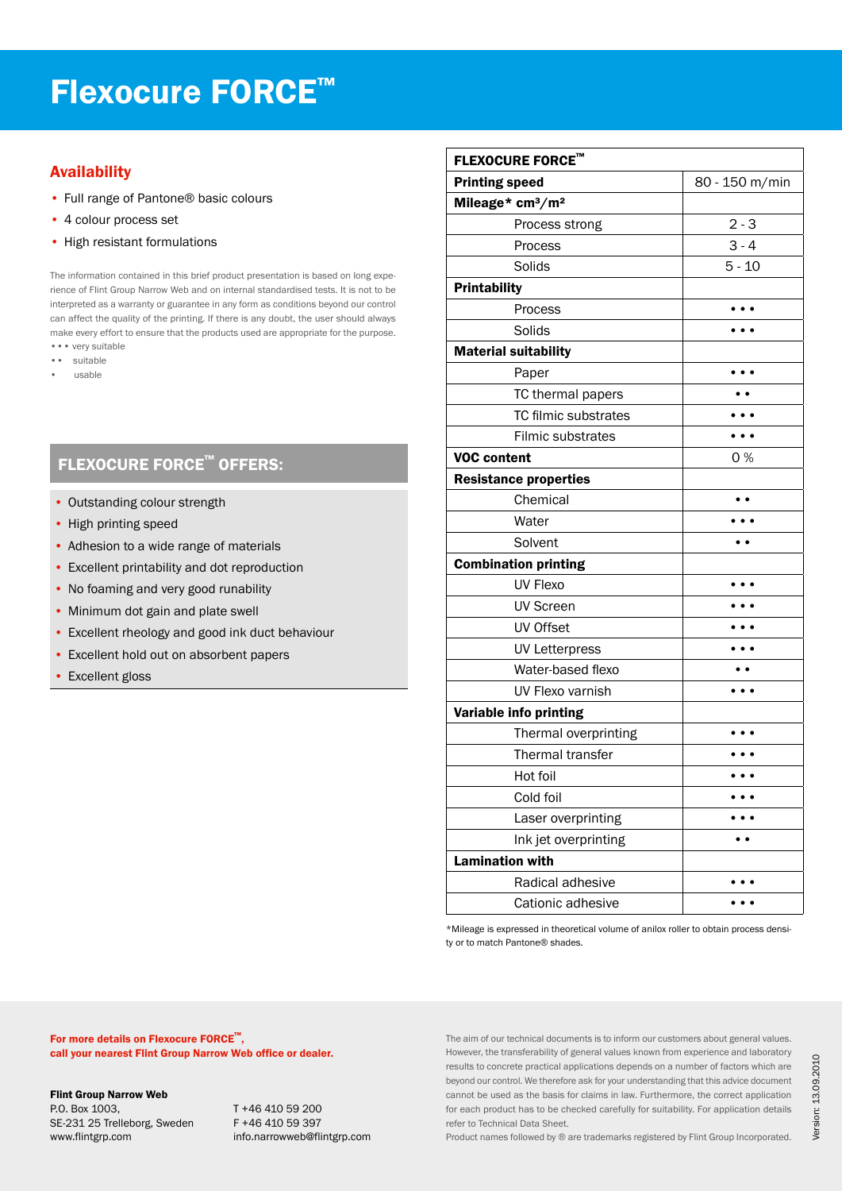# Flexocure FORCE™

## Availability

- Full range of Pantone® basic colours
- 4 colour process set
- High resistant formulations

The information contained in this brief product presentation is based on long experience of Flint Group Narrow Web and on internal standardised tests. It is not to be interpreted as a warranty or guarantee in any form as conditions beyond our control can affect the quality of the printing. If there is any doubt, the user should always make every effort to ensure that the products used are appropriate for the purpose.

• • • very suitable
• • suitable
• usable

## FLEXOCURE FORCE™ OFFERS:

- Outstanding colour strength
- High printing speed
- Adhesion to a wide range of materials
- Excellent printability and dot reproduction
- No foaming and very good runability
- Minimum dot gain and plate swell
- Excellent rheology and good ink duct behaviour
- Excellent hold out on absorbent papers
- Excellent gloss

| **FLEXOCURE FORCE™** | |
|---|---|
| **Printing speed** | 80 - 150 m/min |
| **Mileage* cm³/m²** | |
| Process strong | 2 - 3 |
| Process | 3 - 4 |
| Solids | 5 - 10 |
| **Printability** | |
| Process | • • • |
| Solids | • • • |
| **Material suitability** | |
| Paper | • • • |
| TC thermal papers | • • |
| TC filmic substrates | • • • |
| Filmic substrates | • • • |
| **VOC content** | 0 % |
| **Resistance properties** | |
| Chemical | • • |
| Water | • • • |
| Solvent | • • |
| **Combination printing** | |
| UV Flexo | • • • |
| UV Screen | • • • |
| UV Offset | • • • |
| UV Letterpress | • • • |
| Water-based flexo | • • |
| UV Flexo varnish | • • • |
| **Variable info printing** | |
| Thermal overprinting | • • • |
| Thermal transfer | • • • |
| Hot foil | • • • |
| Cold foil | • • • |
| Laser overprinting | • • • |
| Ink jet overprinting | • • |
| **Lamination with** | |
| Radical adhesive | • • • |
| Cationic adhesive | • • • |

*Mileage is expressed in theoretical volume of anilox roller to obtain process density or to match Pantone® shades.

**For more details on Flexocure FORCE™, call your nearest Flint Group Narrow Web office or dealer.**

**Flint Group Narrow Web**
P.O. Box 1003,
SE-231 25 Trelleborg, Sweden
www.flintgrp.com

T +46 410 59 200
F +46 410 59 397
info.narrowweb@flintgrp.com

The aim of our technical documents is to inform our customers about general values. However, the transferability of general values known from experience and laboratory results to concrete practical applications depends on a number of factors which are beyond our control. We therefore ask for your understanding that this advice document cannot be used as the basis for claims in law. Furthermore, the correct application for each product has to be checked carefully for suitability. For application details refer to Technical Data Sheet.
Product names followed by ® are trademarks registered by Flint Group Incorporated.

Version: 13.09.2010